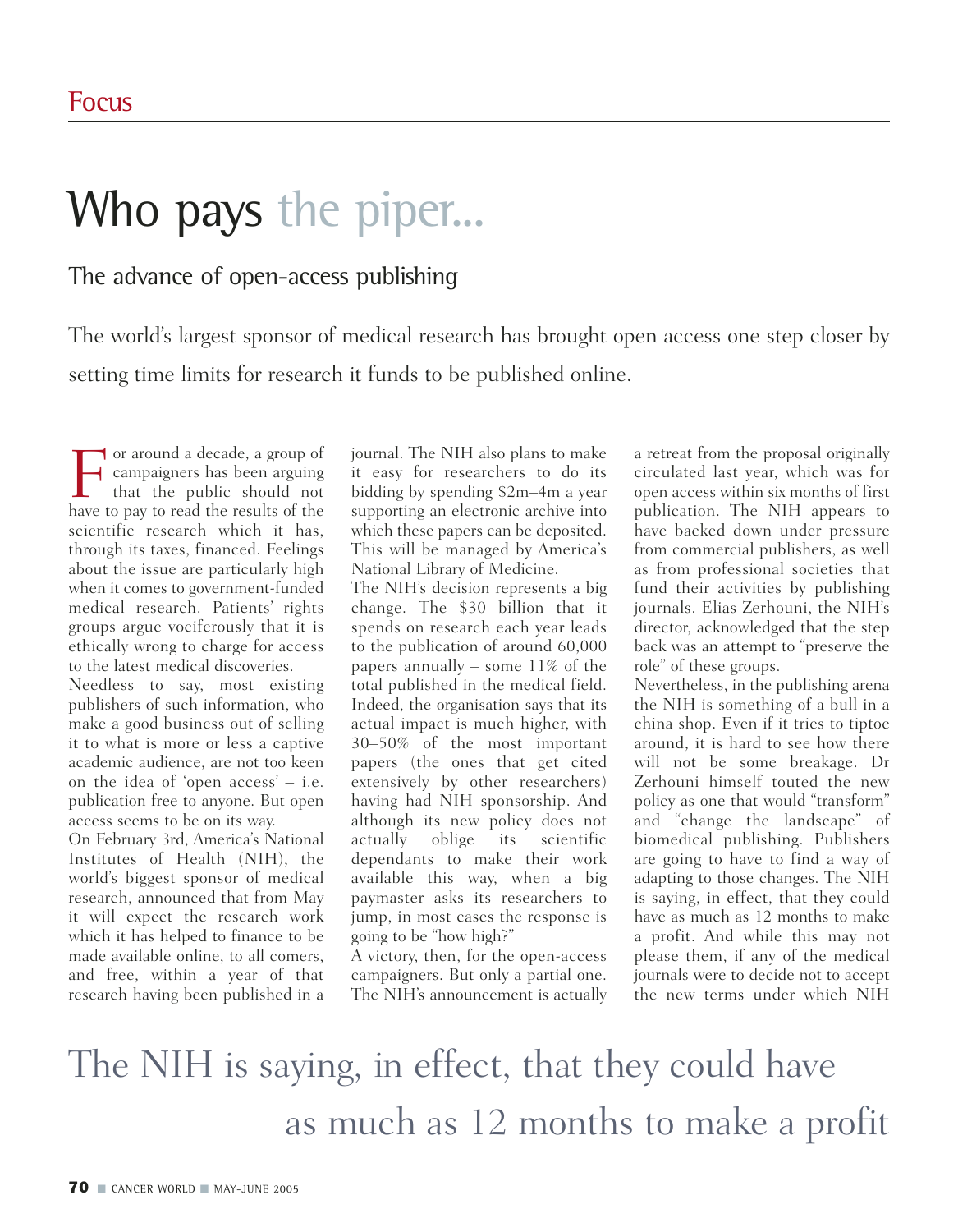Focus

# Who pays the piper...

## The advance of open-access publishing

The world's largest sponsor of medical research has brought open access one step closer by setting time limits for research it funds to be published online.

For around a decade, a group of campaigners has been arguing that the public should not have to pay to read the results of the scientific research which it has, through its taxes, financed. Feelings about the issue are particularly high when it comes to government-funded medical research. Patients' rights groups argue vociferously that it is ethically wrong to charge for access to the latest medical discoveries.

Needless to say, most existing publishers of such information, who make a good business out of selling it to what is more or less a captive academic audience, are not too keen on the idea of 'open access' – i.e. publication free to anyone. But open access seems to be on its way.

On February 3rd, America's National Institutes of Health (NIH), the world's biggest sponsor of medical research, announced that from May it will expect the research work which it has helped to finance to be made available online, to all comers, and free, within a year of that research having been published in a journal. The NIH also plans to make it easy for researchers to do its bidding by spending \$2m–4m a year supporting an electronic archive into which these papers can be deposited. This will be managed by America's National Library of Medicine.

The NIH's decision represents a big change. The \$30 billion that it spends on research each year leads to the publication of around 60,000 papers annually – some 11% of the total published in the medical field. Indeed, the organisation says that its actual impact is much higher, with 30–50% of the most important papers (the ones that get cited extensively by other researchers) having had NIH sponsorship. And although its new policy does not actually oblige its scientific dependants to make their work available this way, when a big paymaster asks its researchers to jump, in most cases the response is going to be "how high?"

A victory, then, for the open-access campaigners. But only a partial one. The NIH's announcement is actually a retreat from the proposal originally circulated last year, which was for open access within six months of first publication. The NIH appears to have backed down under pressure from commercial publishers, as well as from professional societies that fund their activities by publishing journals. Elias Zerhouni, the NIH's director, acknowledged that the step back was an attempt to "preserve the role" of these groups.

Nevertheless, in the publishing arena the NIH is something of a bull in a china shop. Even if it tries to tiptoe around, it is hard to see how there will not be some breakage. Dr Zerhouni himself touted the new policy as one that would "transform" and "change the landscape" of biomedical publishing. Publishers are going to have to find a way of adapting to those changes. The NIH is saying, in effect, that they could have as much as 12 months to make a profit. And while this may not please them, if any of the medical journals were to decide not to accept the new terms under which NIH

> The NIH is saying, in effect, that they could have as much as 12 months to make a profit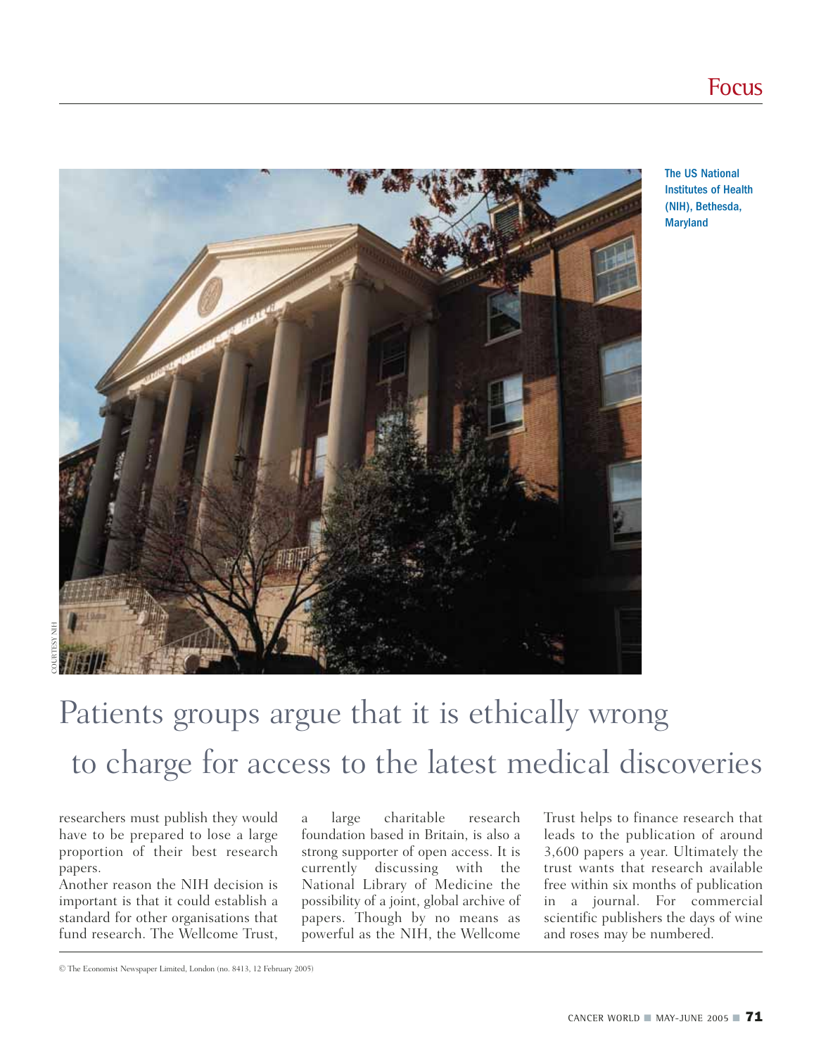The US National Institutes of Health (NIH), Bethesda, Maryland

COURTESY NIH

Patients groups argue that it is ethically wrong to charge for access to the latest medical discoveries

researchers must publish they would have to be prepared to lose a large proportion of their best research papers.

Another reason the NIH decision is important is that it could establish a standard for other organisations that fund research. The Wellcome Trust, a large charitable research foundation based in Britain, is also a strong supporter of open access. It is currently discussing with the National Library of Medicine the possibility of a joint, global archive of papers. Though by no means as powerful as the NIH, the Wellcome Trust helps to finance research that leads to the publication of around 3,600 papers a year. Ultimately the trust wants that research available free within six months of publication in a journal. For commercial scientific publishers the days of wine and roses may be numbered.

© The Economist Newspaper Limited, London (no. 8413, 12 February 2005)